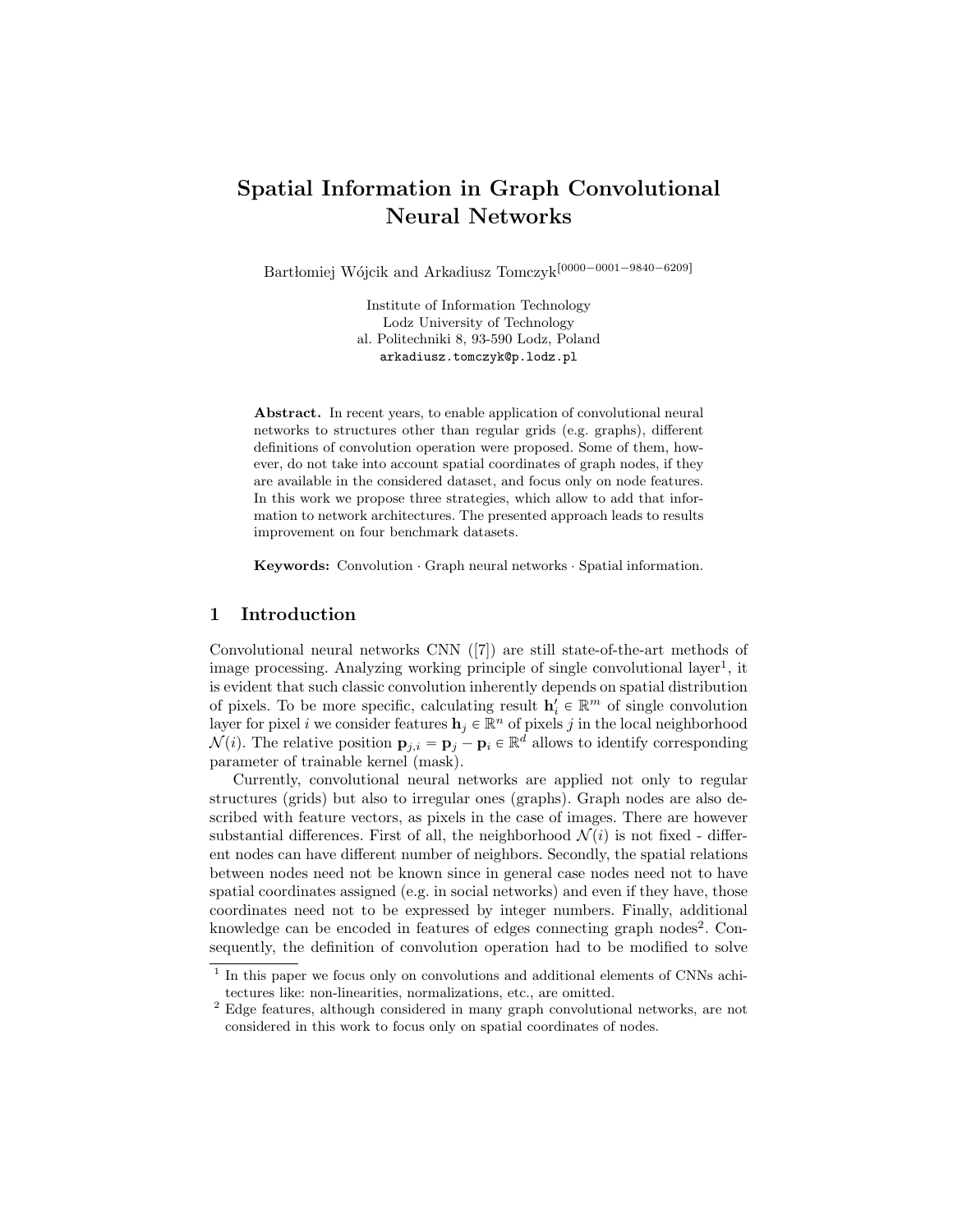# Spatial Information in Graph Convolutional Neural Networks

Bartłomiej Wójcik and Arkadiusz Tomczyk[0000−0001−9840−6209]

Institute of Information Technology
Lodz University of Technology
al. Politechniki 8, 93-590 Lodz, Poland
arkadiusz.tomczyk@p.lodz.pl

**Abstract.** In recent years, to enable application of convolutional neural networks to structures other than regular grids (e.g. graphs), different definitions of convolution operation were proposed. Some of them, however, do not take into account spatial coordinates of graph nodes, if they are available in the considered dataset, and focus only on node features. In this work we propose three strategies, which allow to add that information to network architectures. The presented approach leads to results improvement on four benchmark datasets.

**Keywords:** Convolution · Graph neural networks · Spatial information.

## 1 Introduction

Convolutional neural networks CNN ([7]) are still state-of-the-art methods of image processing. Analyzing working principle of single convolutional layer[1], it is evident that such classic convolution inherently depends on spatial distribution of pixels. To be more specific, calculating result $\mathbf{h}'_i \in \mathbb{R}^m$ of single convolution layer for pixel $i$ we consider features $\mathbf{h}_j \in \mathbb{R}^n$ of pixels $j$ in the local neighborhood $\mathcal{N}(i)$. The relative position $\mathbf{p}_{j,i} = \mathbf{p}_j - \mathbf{p}_i \in \mathbb{R}^d$ allows to identify corresponding parameter of trainable kernel (mask).

Currently, convolutional neural networks are applied not only to regular structures (grids) but also to irregular ones (graphs). Graph nodes are also described with feature vectors, as pixels in the case of images. There are however substantial differences. First of all, the neighborhood $\mathcal{N}(i)$ is not fixed - different nodes can have different number of neighbors. Secondly, the spatial relations between nodes need not be known since in general case nodes need not to have spatial coordinates assigned (e.g. in social networks) and even if they have, those coordinates need not to be expressed by integer numbers. Finally, additional knowledge can be encoded in features of edges connecting graph nodes[2]. Consequently, the definition of convolution operation had to be modified to solve

[1] In this paper we focus only on convolutions and additional elements of CNNs achitectures like: non-linearities, normalizations, etc., are omitted.

[2] Edge features, although considered in many graph convolutional networks, are not considered in this work to focus only on spatial coordinates of nodes.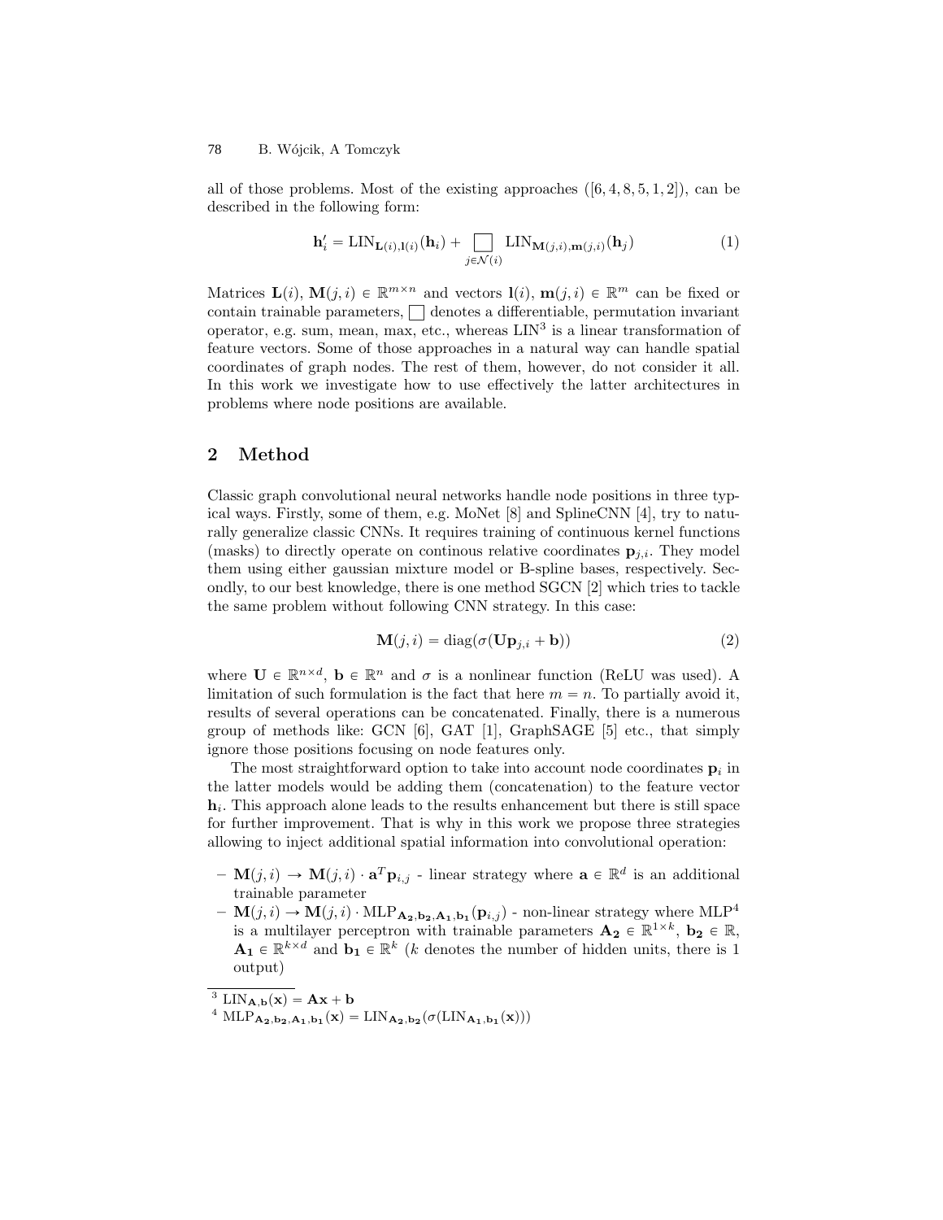all of those problems. Most of the existing approaches ([6, 4, 8, 5, 1, 2]), can be described in the following form:

$$\mathbf{h}_i' = \mathrm{LIN}_{\mathbf{L}(i),\mathbf{l}(i)}(\mathbf{h}_i) + \square_{j \in \mathcal{N}(i)} \mathrm{LIN}_{\mathbf{M}(j,i),\mathbf{m}(j,i)}(\mathbf{h}_j) \tag{1}$$

Matrices $\mathbf{L}(i)$, $\mathbf{M}(j,i) \in \mathbb{R}^{m \times n}$ and vectors $\mathbf{l}(i)$, $\mathbf{m}(j,i) \in \mathbb{R}^m$ can be fixed or contain trainable parameters, $\square$ denotes a differentiable, permutation invariant operator, e.g. sum, mean, max, etc., whereas LIN[3] is a linear transformation of feature vectors. Some of those approaches in a natural way can handle spatial coordinates of graph nodes. The rest of them, however, do not consider it all. In this work we investigate how to use effectively the latter architectures in problems where node positions are available.

## 2 Method

Classic graph convolutional neural networks handle node positions in three typical ways. Firstly, some of them, e.g. MoNet [8] and SplineCNN [4], try to naturally generalize classic CNNs. It requires training of continuous kernel functions (masks) to directly operate on continous relative coordinates $\mathbf{p}_{j,i}$. They model them using either gaussian mixture model or B-spline bases, respectively. Secondly, to our best knowledge, there is one method SGCN [2] which tries to tackle the same problem without following CNN strategy. In this case:

$$\mathbf{M}(j,i) = \mathrm{diag}(\sigma(\mathbf{U}\mathbf{p}_{j,i} + \mathbf{b})) \tag{2}$$

where $\mathbf{U} \in \mathbb{R}^{n \times d}$, $\mathbf{b} \in \mathbb{R}^n$ and $\sigma$ is a nonlinear function (ReLU was used). A limitation of such formulation is the fact that here $m = n$. To partially avoid it, results of several operations can be concatenated. Finally, there is a numerous group of methods like: GCN [6], GAT [1], GraphSAGE [5] etc., that simply ignore those positions focusing on node features only.

The most straightforward option to take into account node coordinates $\mathbf{p}_i$ in the latter models would be adding them (concatenation) to the feature vector $\mathbf{h}_i$. This approach alone leads to the results enhancement but there is still space for further improvement. That is why in this work we propose three strategies allowing to inject additional spatial information into convolutional operation:

- $\mathbf{M}(j,i) \rightarrow \mathbf{M}(j,i) \cdot \mathbf{a}^T\mathbf{p}_{i,j}$ - linear strategy where $\mathbf{a} \in \mathbb{R}^d$ is an additional trainable parameter
- $\mathbf{M}(j,i) \rightarrow \mathbf{M}(j,i) \cdot \mathrm{MLP}_{\mathbf{A_2},\mathbf{b_2},\mathbf{A_1},\mathbf{b_1}}(\mathbf{p}_{i,j})$ - non-linear strategy where MLP[4] is a multilayer perceptron with trainable parameters $\mathbf{A_2} \in \mathbb{R}^{1 \times k}$, $\mathbf{b_2} \in \mathbb{R}$, $\mathbf{A_1} \in \mathbb{R}^{k \times d}$ and $\mathbf{b_1} \in \mathbb{R}^k$ ($k$ denotes the number of hidden units, there is 1 output)

---

[3] $\mathrm{LIN}_{\mathbf{A},\mathbf{b}}(\mathbf{x}) = \mathbf{A}\mathbf{x} + \mathbf{b}$

[4] $\mathrm{MLP}_{\mathbf{A_2},\mathbf{b_2},\mathbf{A_1},\mathbf{b_1}}(\mathbf{x}) = \mathrm{LIN}_{\mathbf{A_2},\mathbf{b_2}}(\sigma(\mathrm{LIN}_{\mathbf{A_1},\mathbf{b_1}}(\mathbf{x})))$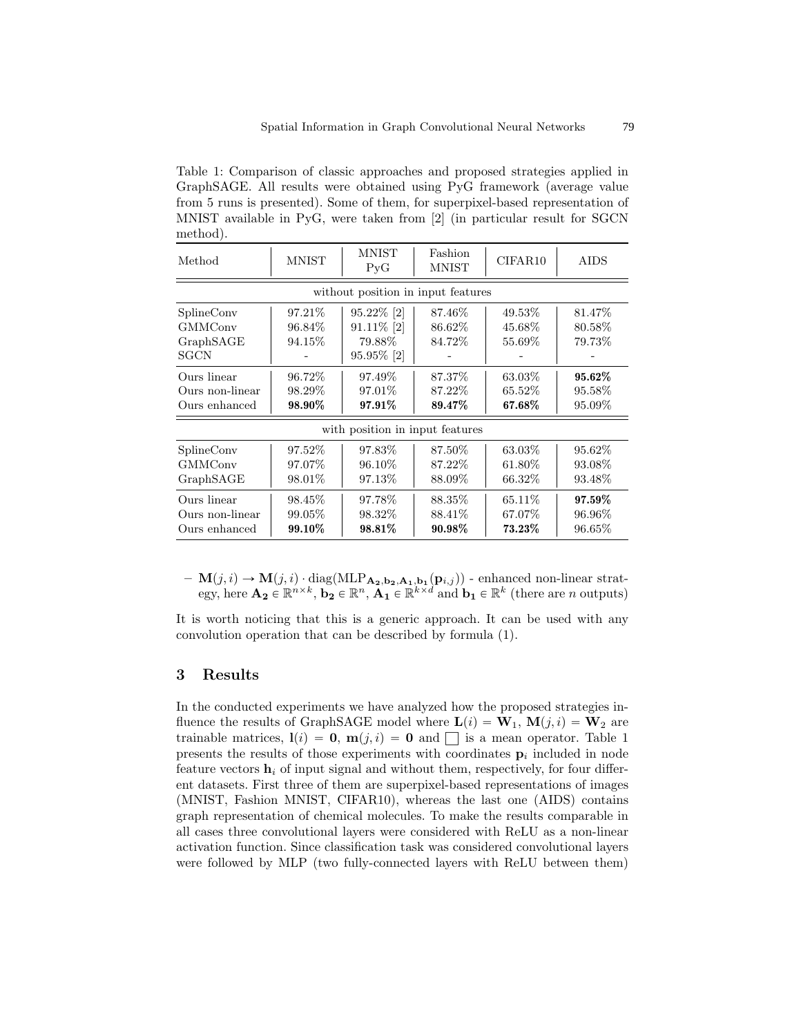Table 1: Comparison of classic approaches and proposed strategies applied in GraphSAGE. All results were obtained using PyG framework (average value from 5 runs is presented). Some of them, for superpixel-based representation of MNIST available in PyG, were taken from [2] (in particular result for SGCN method).

| Method | MNIST | MNIST PyG | Fashion MNIST | CIFAR10 | AIDS |
|---|---|---|---|---|---|
| *without position in input features* | | | | | |
| SplineConv | 97.21% | 95.22% [2] | 87.46% | 49.53% | 81.47% |
| GMMConv | 96.84% | 91.11% [2] | 86.62% | 45.68% | 80.58% |
| GraphSAGE | 94.15% | 79.88% | 84.72% | 55.69% | 79.73% |
| SGCN | - | 95.95% [2] | - | - | - |
| Ours linear | 96.72% | 97.49% | 87.37% | 63.03% | **95.62%** |
| Ours non-linear | 98.29% | 97.01% | 87.22% | 65.52% | 95.58% |
| Ours enhanced | **98.90%** | **97.91%** | **89.47%** | **67.68%** | 95.09% |
| *with position in input features* | | | | | |
| SplineConv | 97.52% | 97.83% | 87.50% | 63.03% | 95.62% |
| GMMConv | 97.07% | 96.10% | 87.22% | 61.80% | 93.08% |
| GraphSAGE | 98.01% | 97.13% | 88.09% | 66.32% | 93.48% |
| Ours linear | 98.45% | 97.78% | 88.35% | 65.11% | **97.59%** |
| Ours non-linear | 99.05% | 98.32% | 88.41% | 67.07% | 96.96% |
| Ours enhanced | **99.10%** | **98.81%** | **90.98%** | **73.23%** | 96.65% |

– $\mathbf{M}(j,i) \rightarrow \mathbf{M}(j,i) \cdot \text{diag}(\text{MLP}_{\mathbf{A_2},\mathbf{b_2},\mathbf{A_1},\mathbf{b_1}}(\mathbf{p}_{i,j}))$ - enhanced non-linear strategy, here $\mathbf{A_2} \in \mathbb{R}^{n \times k}$, $\mathbf{b_2} \in \mathbb{R}^{n}$, $\mathbf{A_1} \in \mathbb{R}^{k \times d}$ and $\mathbf{b_1} \in \mathbb{R}^{k}$ (there are $n$ outputs)

It is worth noticing that this is a generic approach. It can be used with any convolution operation that can be described by formula (1).

## 3 Results

In the conducted experiments we have analyzed how the proposed strategies influence the results of GraphSAGE model where $\mathbf{L}(i) = \mathbf{W}_1$, $\mathbf{M}(j,i) = \mathbf{W}_2$ are trainable matrices, $\mathbf{l}(i) = \mathbf{0}$, $\mathbf{m}(j,i) = \mathbf{0}$ and $\square$ is a mean operator. Table 1 presents the results of those experiments with coordinates $\mathbf{p}_i$ included in node feature vectors $\mathbf{h}_i$ of input signal and without them, respectively, for four different datasets. First three of them are superpixel-based representations of images (MNIST, Fashion MNIST, CIFAR10), whereas the last one (AIDS) contains graph representation of chemical molecules. To make the results comparable in all cases three convolutional layers were considered with ReLU as a non-linear activation function. Since classification task was considered convolutional layers were followed by MLP (two fully-connected layers with ReLU between them)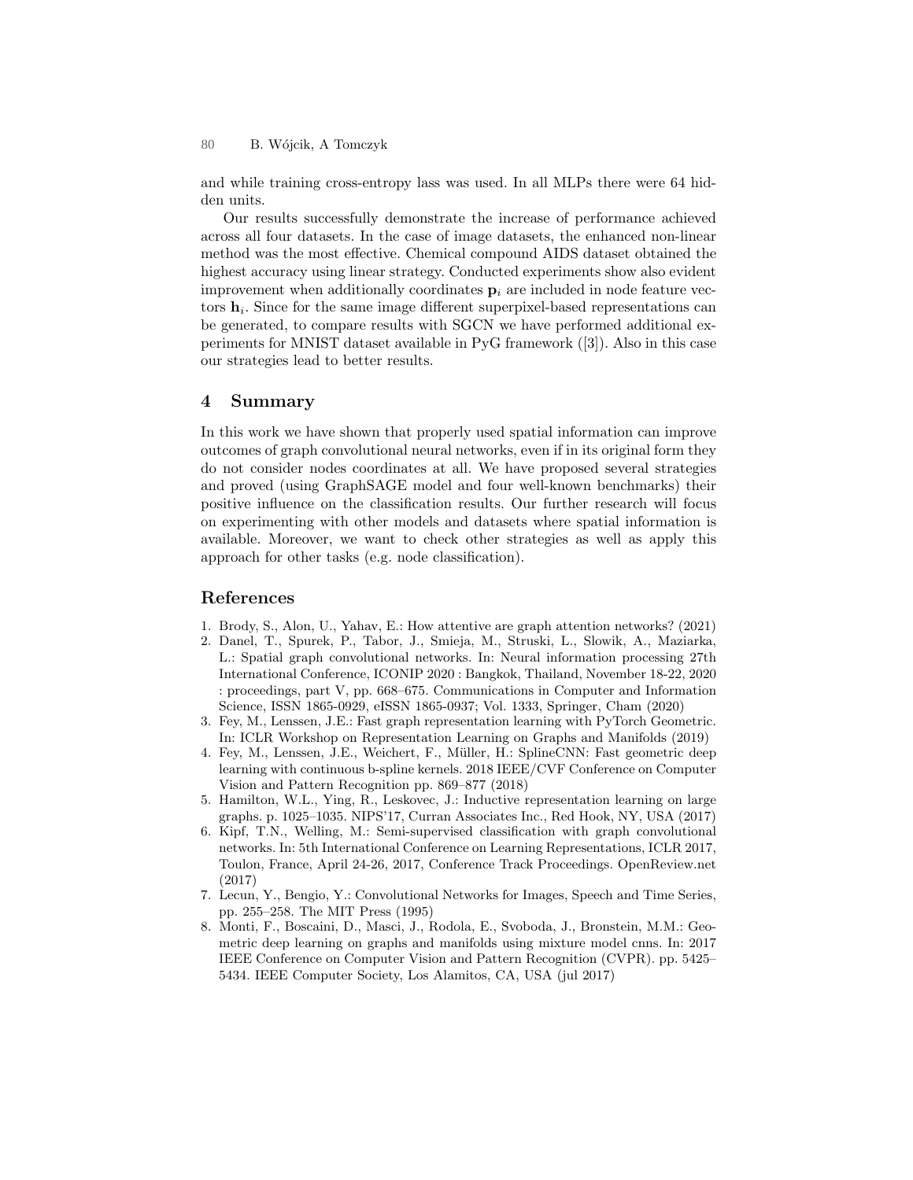and while training cross-entropy lass was used. In all MLPs there were 64 hidden units.

Our results successfully demonstrate the increase of performance achieved across all four datasets. In the case of image datasets, the enhanced non-linear method was the most effective. Chemical compound AIDS dataset obtained the highest accuracy using linear strategy. Conducted experiments show also evident improvement when additionally coordinates $\mathbf{p}_i$ are included in node feature vectors $\mathbf{h}_i$. Since for the same image different superpixel-based representations can be generated, to compare results with SGCN we have performed additional experiments for MNIST dataset available in PyG framework ([3]). Also in this case our strategies lead to better results.

## 4 Summary

In this work we have shown that properly used spatial information can improve outcomes of graph convolutional neural networks, even if in its original form they do not consider nodes coordinates at all. We have proposed several strategies and proved (using GraphSAGE model and four well-known benchmarks) their positive influence on the classification results. Our further research will focus on experimenting with other models and datasets where spatial information is available. Moreover, we want to check other strategies as well as apply this approach for other tasks (e.g. node classification).

## References

1. Brody, S., Alon, U., Yahav, E.: How attentive are graph attention networks? (2021)
2. Danel, T., Spurek, P., Tabor, J., Smieja, M., Struski, L., Slowik, A., Maziarka, L.: Spatial graph convolutional networks. In: Neural information processing 27th International Conference, ICONIP 2020 : Bangkok, Thailand, November 18-22, 2020 : proceedings, part V, pp. 668–675. Communications in Computer and Information Science, ISSN 1865-0929, eISSN 1865-0937; Vol. 1333, Springer, Cham (2020)
3. Fey, M., Lenssen, J.E.: Fast graph representation learning with PyTorch Geometric. In: ICLR Workshop on Representation Learning on Graphs and Manifolds (2019)
4. Fey, M., Lenssen, J.E., Weichert, F., Müller, H.: SplineCNN: Fast geometric deep learning with continuous b-spline kernels. 2018 IEEE/CVF Conference on Computer Vision and Pattern Recognition pp. 869–877 (2018)
5. Hamilton, W.L., Ying, R., Leskovec, J.: Inductive representation learning on large graphs. p. 1025–1035. NIPS'17, Curran Associates Inc., Red Hook, NY, USA (2017)
6. Kipf, T.N., Welling, M.: Semi-supervised classification with graph convolutional networks. In: 5th International Conference on Learning Representations, ICLR 2017, Toulon, France, April 24-26, 2017, Conference Track Proceedings. OpenReview.net (2017)
7. Lecun, Y., Bengio, Y.: Convolutional Networks for Images, Speech and Time Series, pp. 255–258. The MIT Press (1995)
8. Monti, F., Boscaini, D., Masci, J., Rodola, E., Svoboda, J., Bronstein, M.M.: Geometric deep learning on graphs and manifolds using mixture model cnns. In: 2017 IEEE Conference on Computer Vision and Pattern Recognition (CVPR). pp. 5425–5434. IEEE Computer Society, Los Alamitos, CA, USA (jul 2017)